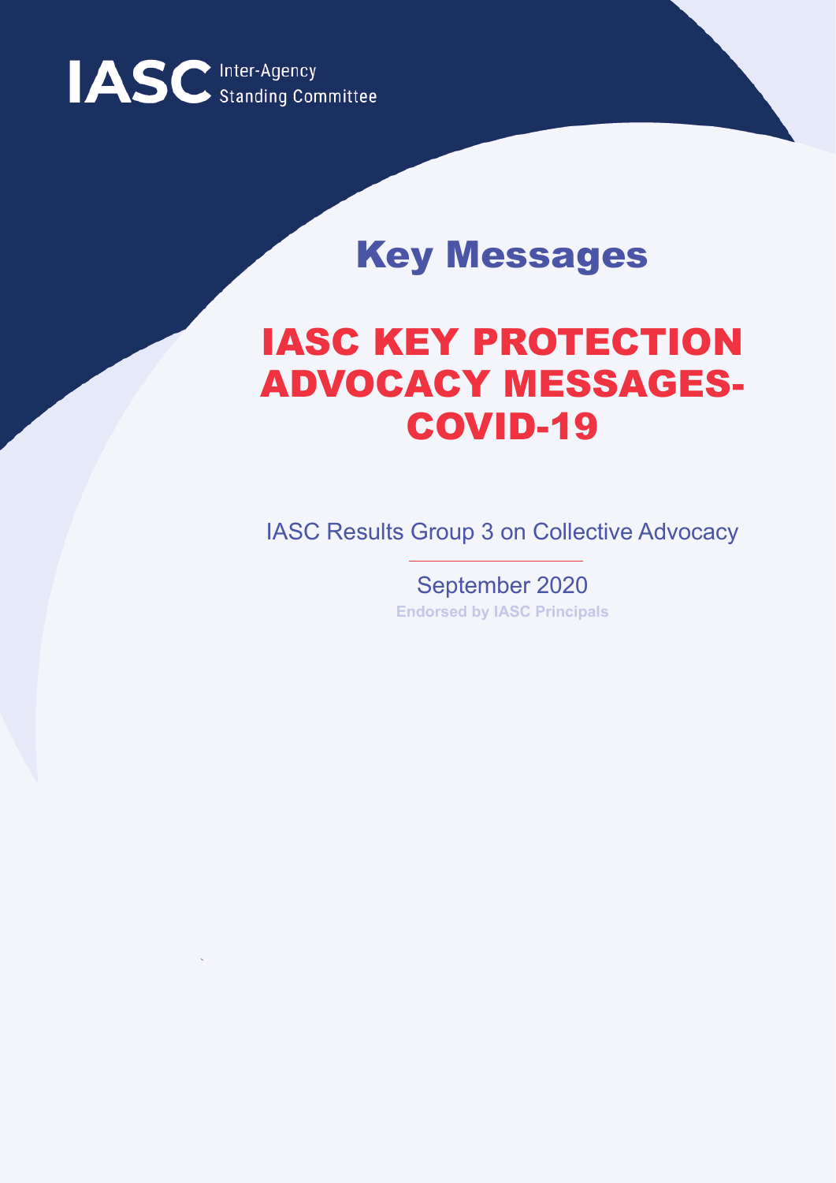IASC Inter-Agency Standing Committee

## Key Messages

# IASC KEY PROTECTION ADVOCACY MESSAGES- COVID-19

IASC Results Group 3 on Collective Advocacy

September 2020

**Endorsed by IASC Principals**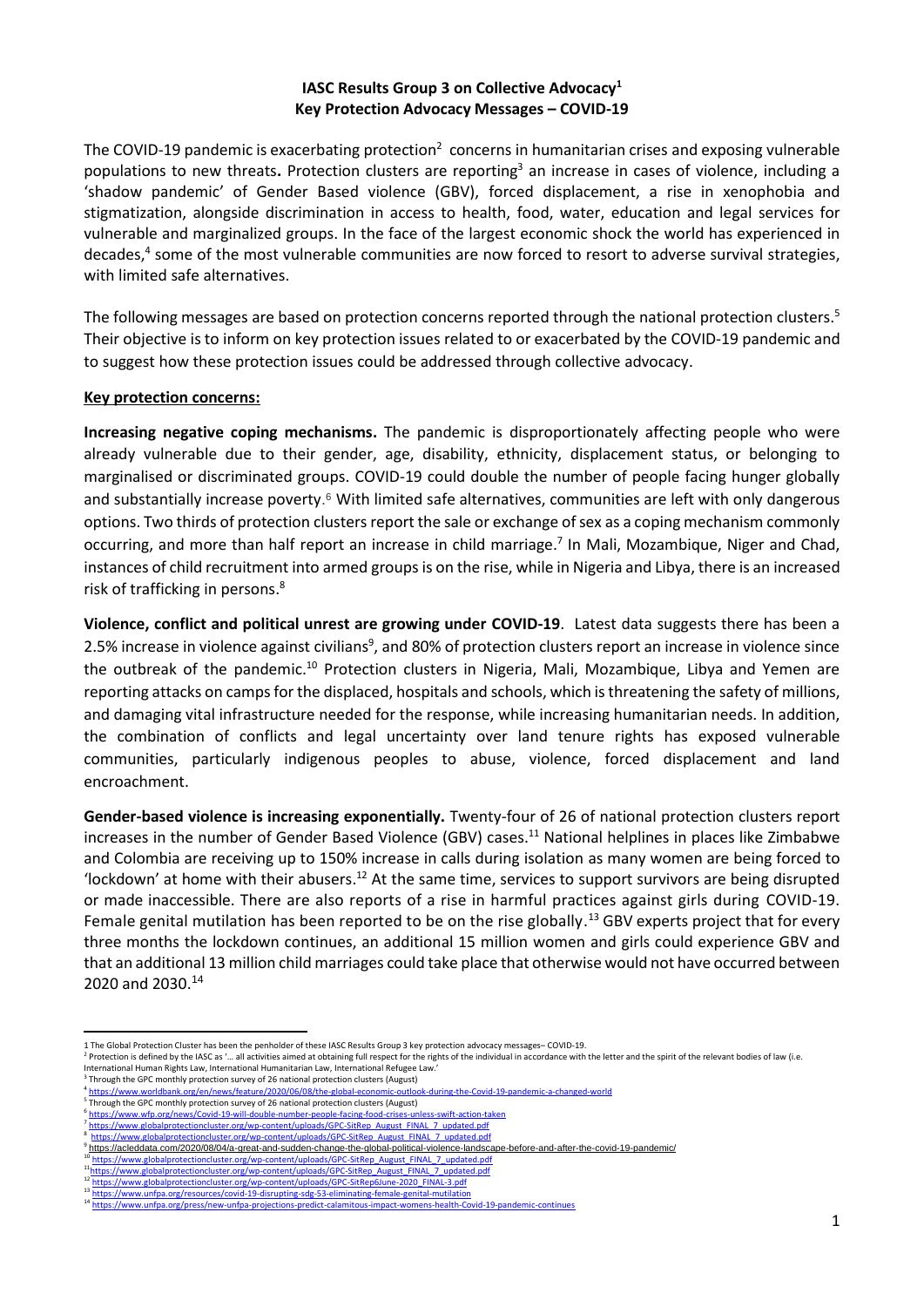**IASC Results Group 3 on Collective Advocacy[1]**
**Key Protection Advocacy Messages – COVID-19**

The COVID-19 pandemic is exacerbating protection[2] concerns in humanitarian crises and exposing vulnerable populations to new threats**.** Protection clusters are reporting[3] an increase in cases of violence, including a 'shadow pandemic' of Gender Based violence (GBV), forced displacement, a rise in xenophobia and stigmatization, alongside discrimination in access to health, food, water, education and legal services for vulnerable and marginalized groups. In the face of the largest economic shock the world has experienced in decades,[4] some of the most vulnerable communities are now forced to resort to adverse survival strategies, with limited safe alternatives.

The following messages are based on protection concerns reported through the national protection clusters.[5] Their objective is to inform on key protection issues related to or exacerbated by the COVID-19 pandemic and to suggest how these protection issues could be addressed through collective advocacy.

**Key protection concerns:**

**Increasing negative coping mechanisms.** The pandemic is disproportionately affecting people who were already vulnerable due to their gender, age, disability, ethnicity, displacement status, or belonging to marginalised or discriminated groups. COVID-19 could double the number of people facing hunger globally and substantially increase poverty.[6] With limited safe alternatives, communities are left with only dangerous options. Two thirds of protection clusters report the sale or exchange of sex as a coping mechanism commonly occurring, and more than half report an increase in child marriage.[7] In Mali, Mozambique, Niger and Chad, instances of child recruitment into armed groups is on the rise, while in Nigeria and Libya, there is an increased risk of trafficking in persons.[8]

**Violence, conflict and political unrest are growing under COVID-19**. Latest data suggests there has been a 2.5% increase in violence against civilians[9], and 80% of protection clusters report an increase in violence since the outbreak of the pandemic.[10] Protection clusters in Nigeria, Mali, Mozambique, Libya and Yemen are reporting attacks on camps for the displaced, hospitals and schools, which is threatening the safety of millions, and damaging vital infrastructure needed for the response, while increasing humanitarian needs. In addition, the combination of conflicts and legal uncertainty over land tenure rights has exposed vulnerable communities, particularly indigenous peoples to abuse, violence, forced displacement and land encroachment.

**Gender-based violence is increasing exponentially.** Twenty-four of 26 of national protection clusters report increases in the number of Gender Based Violence (GBV) cases.[11] National helplines in places like Zimbabwe and Colombia are receiving up to 150% increase in calls during isolation as many women are being forced to 'lockdown' at home with their abusers.[12] At the same time, services to support survivors are being disrupted or made inaccessible. There are also reports of a rise in harmful practices against girls during COVID-19. Female genital mutilation has been reported to be on the rise globally.[13] GBV experts project that for every three months the lockdown continues, an additional 15 million women and girls could experience GBV and that an additional 13 million child marriages could take place that otherwise would not have occurred between 2020 and 2030.[14]

---

1 The Global Protection Cluster has been the penholder of these IASC Results Group 3 key protection advocacy messages– COVID-19.
2 Protection is defined by the IASC as '… all activities aimed at obtaining full respect for the rights of the individual in accordance with the letter and the spirit of the relevant bodies of law (i.e. International Human Rights Law, International Humanitarian Law, International Refugee Law.'
3 Through the GPC monthly protection survey of 26 national protection clusters (August)
4 https://www.worldbank.org/en/news/feature/2020/06/08/the-global-economic-outlook-during-the-Covid-19-pandemic-a-changed-world
5 Through the GPC monthly protection survey of 26 national protection clusters (August)
6 https://www.wfp.org/news/Covid-19-will-double-number-people-facing-food-crises-unless-swift-action-taken
7 https://www.globalprotectioncluster.org/wp-content/uploads/GPC-SitRep_August_FINAL_7_updated.pdf
8 https://www.globalprotectioncluster.org/wp-content/uploads/GPC-SitRep_August_FINAL_7_updated.pdf
9 https://acleddata.com/2020/08/04/a-great-and-sudden-change-the-global-political-violence-landscape-before-and-after-the-covid-19-pandemic/
10 https://www.globalprotectioncluster.org/wp-content/uploads/GPC-SitRep_August_FINAL_7_updated.pdf
11 https://www.globalprotectioncluster.org/wp-content/uploads/GPC-SitRep_August_FINAL_7_updated.pdf
12 https://www.globalprotectioncluster.org/wp-content/uploads/GPC-SitRep6June-2020_FINAL-3.pdf
13 https://www.unfpa.org/resources/covid-19-disrupting-sdg-53-eliminating-female-genital-mutilation
14 https://www.unfpa.org/press/new-unfpa-projections-predict-calamitous-impact-womens-health-Covid-19-pandemic-continues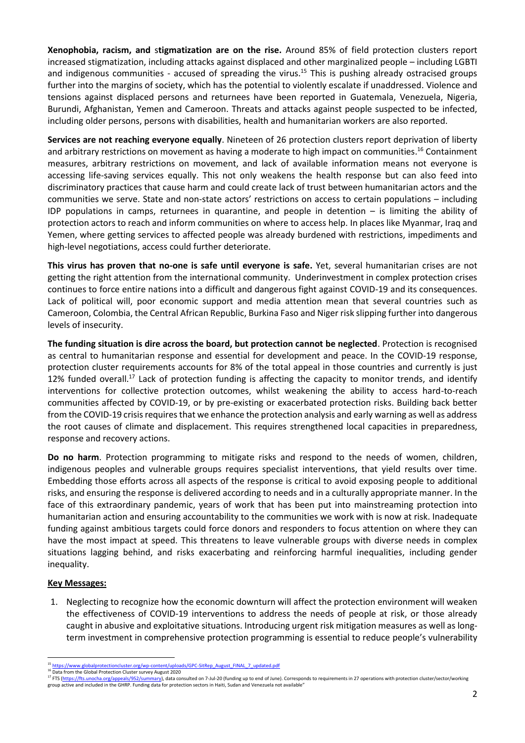**Xenophobia, racism, and stigmatization are on the rise.** Around 85% of field protection clusters report increased stigmatization, including attacks against displaced and other marginalized people – including LGBTI and indigenous communities - accused of spreading the virus.[15] This is pushing already ostracised groups further into the margins of society, which has the potential to violently escalate if unaddressed. Violence and tensions against displaced persons and returnees have been reported in Guatemala, Venezuela, Nigeria, Burundi, Afghanistan, Yemen and Cameroon. Threats and attacks against people suspected to be infected, including older persons, persons with disabilities, health and humanitarian workers are also reported.

**Services are not reaching everyone equally**. Nineteen of 26 protection clusters report deprivation of liberty and arbitrary restrictions on movement as having a moderate to high impact on communities.[16] Containment measures, arbitrary restrictions on movement, and lack of available information means not everyone is accessing life-saving services equally. This not only weakens the health response but can also feed into discriminatory practices that cause harm and could create lack of trust between humanitarian actors and the communities we serve. State and non-state actors' restrictions on access to certain populations – including IDP populations in camps, returnees in quarantine, and people in detention – is limiting the ability of protection actors to reach and inform communities on where to access help. In places like Myanmar, Iraq and Yemen, where getting services to affected people was already burdened with restrictions, impediments and high-level negotiations, access could further deteriorate.

**This virus has proven that no-one is safe until everyone is safe.** Yet, several humanitarian crises are not getting the right attention from the international community. Underinvestment in complex protection crises continues to force entire nations into a difficult and dangerous fight against COVID-19 and its consequences. Lack of political will, poor economic support and media attention mean that several countries such as Cameroon, Colombia, the Central African Republic, Burkina Faso and Niger risk slipping further into dangerous levels of insecurity.

**The funding situation is dire across the board, but protection cannot be neglected**. Protection is recognised as central to humanitarian response and essential for development and peace. In the COVID-19 response, protection cluster requirements accounts for 8% of the total appeal in those countries and currently is just 12% funded overall.[17] Lack of protection funding is affecting the capacity to monitor trends, and identify interventions for collective protection outcomes, whilst weakening the ability to access hard-to-reach communities affected by COVID-19, or by pre-existing or exacerbated protection risks. Building back better from the COVID-19 crisis requires that we enhance the protection analysis and early warning as well as address the root causes of climate and displacement. This requires strengthened local capacities in preparedness, response and recovery actions.

**Do no harm**. Protection programming to mitigate risks and respond to the needs of women, children, indigenous peoples and vulnerable groups requires specialist interventions, that yield results over time. Embedding those efforts across all aspects of the response is critical to avoid exposing people to additional risks, and ensuring the response is delivered according to needs and in a culturally appropriate manner. In the face of this extraordinary pandemic, years of work that has been put into mainstreaming protection into humanitarian action and ensuring accountability to the communities we work with is now at risk. Inadequate funding against ambitious targets could force donors and responders to focus attention on where they can have the most impact at speed. This threatens to leave vulnerable groups with diverse needs in complex situations lagging behind, and risks exacerbating and reinforcing harmful inequalities, including gender inequality.

**Key Messages:**

1. Neglecting to recognize how the economic downturn will affect the protection environment will weaken the effectiveness of COVID-19 interventions to address the needs of people at risk, or those already caught in abusive and exploitative situations. Introducing urgent risk mitigation measures as well as long-term investment in comprehensive protection programming is essential to reduce people's vulnerability

---

[15] https://www.globalprotectioncluster.org/wp-content/uploads/GPC-SitRep_August_FINAL_7_updated.pdf

[16] Data from the Global Protection Cluster survey August 2020

[17] FTS (https://fts.unocha.org/appeals/952/summary), data consulted on 7-Jul-20 (funding up to end of June). Corresponds to requirements in 27 operations with protection cluster/sector/working group active and included in the GHRP. Funding data for protection sectors in Haiti, Sudan and Venezuela not available"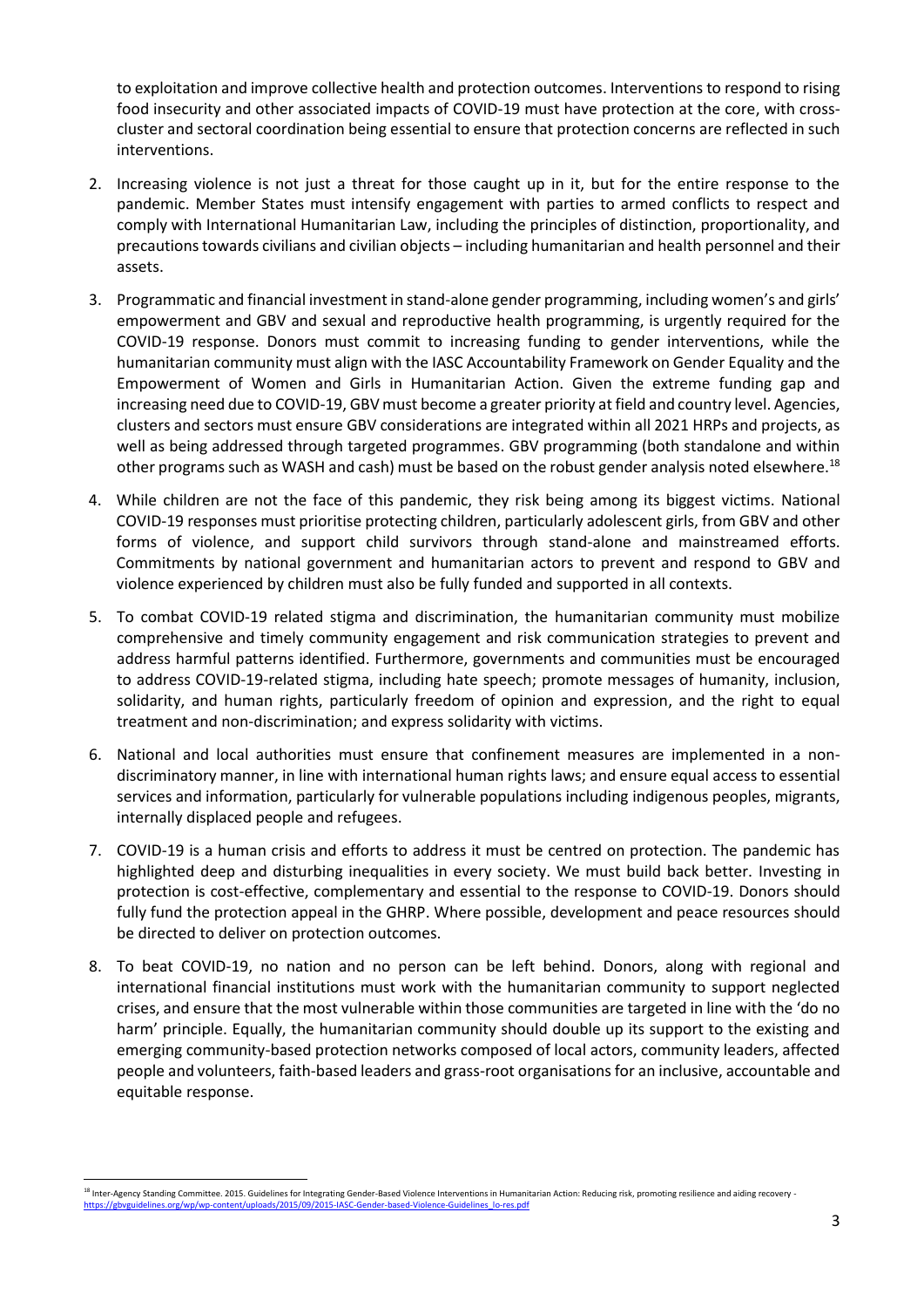to exploitation and improve collective health and protection outcomes. Interventions to respond to rising food insecurity and other associated impacts of COVID-19 must have protection at the core, with cross-cluster and sectoral coordination being essential to ensure that protection concerns are reflected in such interventions.

2. Increasing violence is not just a threat for those caught up in it, but for the entire response to the pandemic. Member States must intensify engagement with parties to armed conflicts to respect and comply with International Humanitarian Law, including the principles of distinction, proportionality, and precautions towards civilians and civilian objects – including humanitarian and health personnel and their assets.

3. Programmatic and financial investment in stand-alone gender programming, including women's and girls' empowerment and GBV and sexual and reproductive health programming, is urgently required for the COVID-19 response. Donors must commit to increasing funding to gender interventions, while the humanitarian community must align with the IASC Accountability Framework on Gender Equality and the Empowerment of Women and Girls in Humanitarian Action. Given the extreme funding gap and increasing need due to COVID-19, GBV must become a greater priority at field and country level. Agencies, clusters and sectors must ensure GBV considerations are integrated within all 2021 HRPs and projects, as well as being addressed through targeted programmes. GBV programming (both standalone and within other programs such as WASH and cash) must be based on the robust gender analysis noted elsewhere.[18]

4. While children are not the face of this pandemic, they risk being among its biggest victims. National COVID-19 responses must prioritise protecting children, particularly adolescent girls, from GBV and other forms of violence, and support child survivors through stand-alone and mainstreamed efforts. Commitments by national government and humanitarian actors to prevent and respond to GBV and violence experienced by children must also be fully funded and supported in all contexts.

5. To combat COVID-19 related stigma and discrimination, the humanitarian community must mobilize comprehensive and timely community engagement and risk communication strategies to prevent and address harmful patterns identified. Furthermore, governments and communities must be encouraged to address COVID-19-related stigma, including hate speech; promote messages of humanity, inclusion, solidarity, and human rights, particularly freedom of opinion and expression, and the right to equal treatment and non-discrimination; and express solidarity with victims.

6. National and local authorities must ensure that confinement measures are implemented in a non-discriminatory manner, in line with international human rights laws; and ensure equal access to essential services and information, particularly for vulnerable populations including indigenous peoples, migrants, internally displaced people and refugees.

7. COVID-19 is a human crisis and efforts to address it must be centred on protection. The pandemic has highlighted deep and disturbing inequalities in every society. We must build back better. Investing in protection is cost-effective, complementary and essential to the response to COVID-19. Donors should fully fund the protection appeal in the GHRP. Where possible, development and peace resources should be directed to deliver on protection outcomes.

8. To beat COVID-19, no nation and no person can be left behind. Donors, along with regional and international financial institutions must work with the humanitarian community to support neglected crises, and ensure that the most vulnerable within those communities are targeted in line with the 'do no harm' principle. Equally, the humanitarian community should double up its support to the existing and emerging community-based protection networks composed of local actors, community leaders, affected people and volunteers, faith-based leaders and grass-root organisations for an inclusive, accountable and equitable response.

---

[18] Inter-Agency Standing Committee. 2015. Guidelines for Integrating Gender-Based Violence Interventions in Humanitarian Action: Reducing risk, promoting resilience and aiding recovery - https://gbvguidelines.org/wp/wp-content/uploads/2015/09/2015-IASC-Gender-based-Violence-Guidelines_lo-res.pdf